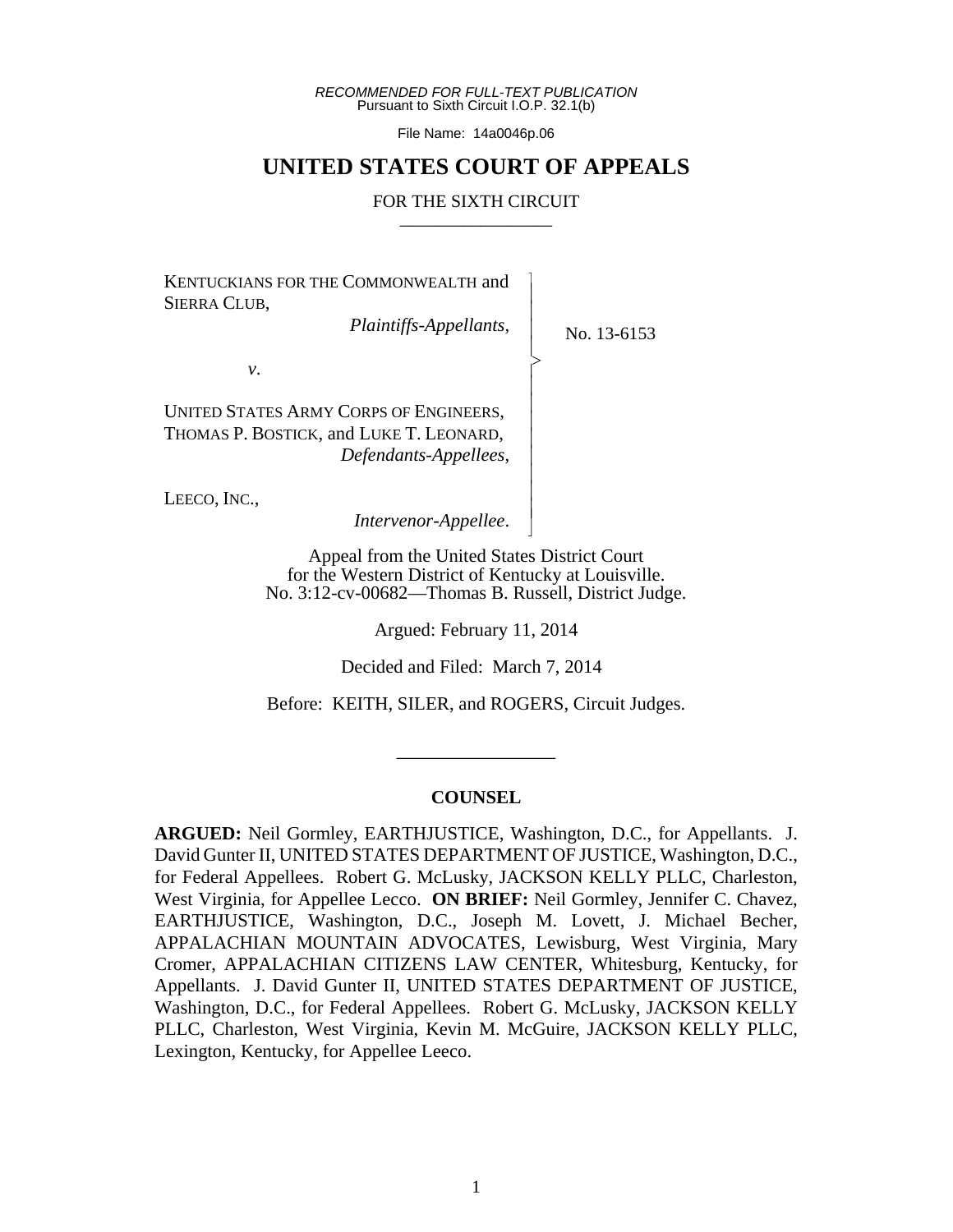*RECOMMENDED FOR FULL-TEXT PUBLICATION*
Pursuant to Sixth Circuit I.O.P. 32.1(b)

File Name: 14a0046p.06

# UNITED STATES COURT OF APPEALS

## FOR THE SIXTH CIRCUIT

KENTUCKIANS FOR THE COMMONWEALTH and SIERRA CLUB,
*Plaintiffs-Appellants*,

*v.*

UNITED STATES ARMY CORPS OF ENGINEERS, THOMAS P. BOSTICK, and LUKE T. LEONARD,
*Defendants-Appellees*,

LEECO, INC.,
*Intervenor-Appellee*.

No. 13-6153

Appeal from the United States District Court for the Western District of Kentucky at Louisville.
No. 3:12-cv-00682—Thomas B. Russell, District Judge.

Argued: February 11, 2014

Decided and Filed: March 7, 2014

Before: KEITH, SILER, and ROGERS, Circuit Judges.

---

### COUNSEL

**ARGUED:** Neil Gormley, EARTHJUSTICE, Washington, D.C., for Appellants. J. David Gunter II, UNITED STATES DEPARTMENT OF JUSTICE, Washington, D.C., for Federal Appellees. Robert G. McLusky, JACKSON KELLY PLLC, Charleston, West Virginia, for Appellee Lecco. **ON BRIEF:** Neil Gormley, Jennifer C. Chavez, EARTHJUSTICE, Washington, D.C., Joseph M. Lovett, J. Michael Becher, APPALACHIAN MOUNTAIN ADVOCATES, Lewisburg, West Virginia, Mary Cromer, APPALACHIAN CITIZENS LAW CENTER, Whitesburg, Kentucky, for Appellants. J. David Gunter II, UNITED STATES DEPARTMENT OF JUSTICE, Washington, D.C., for Federal Appellees. Robert G. McLusky, JACKSON KELLY PLLC, Charleston, West Virginia, Kevin M. McGuire, JACKSON KELLY PLLC, Lexington, Kentucky, for Appellee Leeco.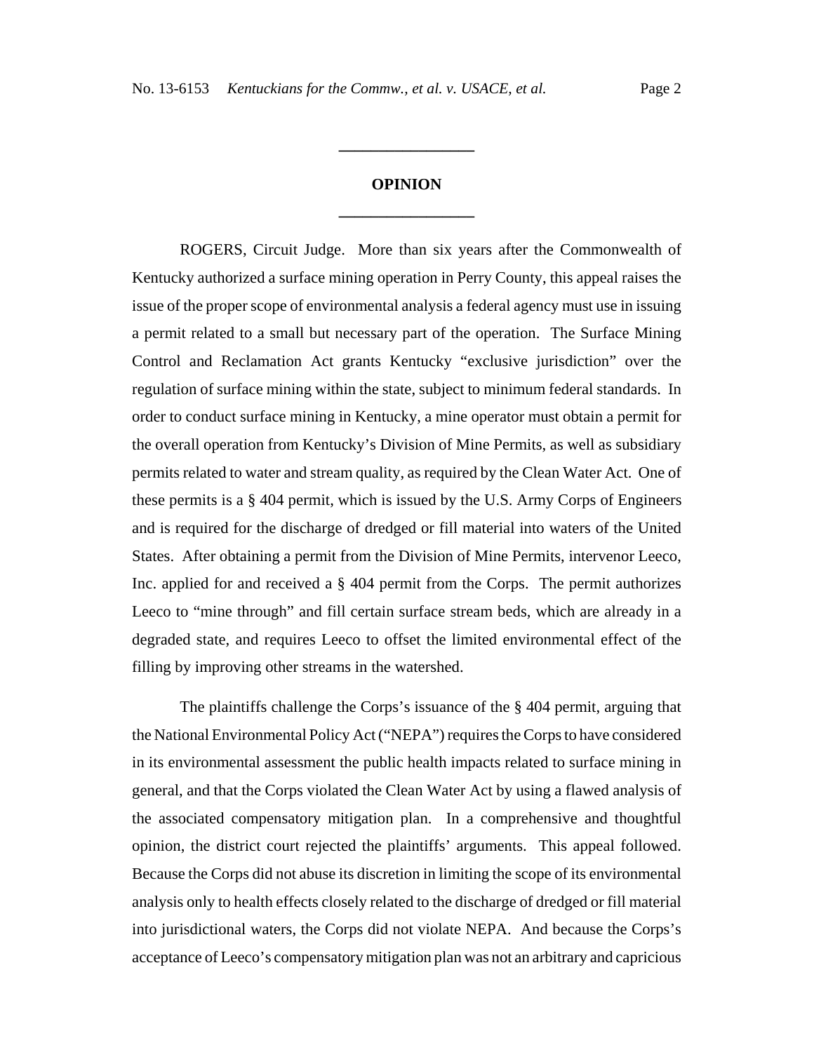---

**OPINION**

---

ROGERS, Circuit Judge. More than six years after the Commonwealth of Kentucky authorized a surface mining operation in Perry County, this appeal raises the issue of the proper scope of environmental analysis a federal agency must use in issuing a permit related to a small but necessary part of the operation. The Surface Mining Control and Reclamation Act grants Kentucky "exclusive jurisdiction" over the regulation of surface mining within the state, subject to minimum federal standards. In order to conduct surface mining in Kentucky, a mine operator must obtain a permit for the overall operation from Kentucky's Division of Mine Permits, as well as subsidiary permits related to water and stream quality, as required by the Clean Water Act. One of these permits is a § 404 permit, which is issued by the U.S. Army Corps of Engineers and is required for the discharge of dredged or fill material into waters of the United States. After obtaining a permit from the Division of Mine Permits, intervenor Leeco, Inc. applied for and received a § 404 permit from the Corps. The permit authorizes Leeco to "mine through" and fill certain surface stream beds, which are already in a degraded state, and requires Leeco to offset the limited environmental effect of the filling by improving other streams in the watershed.

The plaintiffs challenge the Corps's issuance of the § 404 permit, arguing that the National Environmental Policy Act ("NEPA") requires the Corps to have considered in its environmental assessment the public health impacts related to surface mining in general, and that the Corps violated the Clean Water Act by using a flawed analysis of the associated compensatory mitigation plan. In a comprehensive and thoughtful opinion, the district court rejected the plaintiffs' arguments. This appeal followed. Because the Corps did not abuse its discretion in limiting the scope of its environmental analysis only to health effects closely related to the discharge of dredged or fill material into jurisdictional waters, the Corps did not violate NEPA. And because the Corps's acceptance of Leeco's compensatory mitigation plan was not an arbitrary and capricious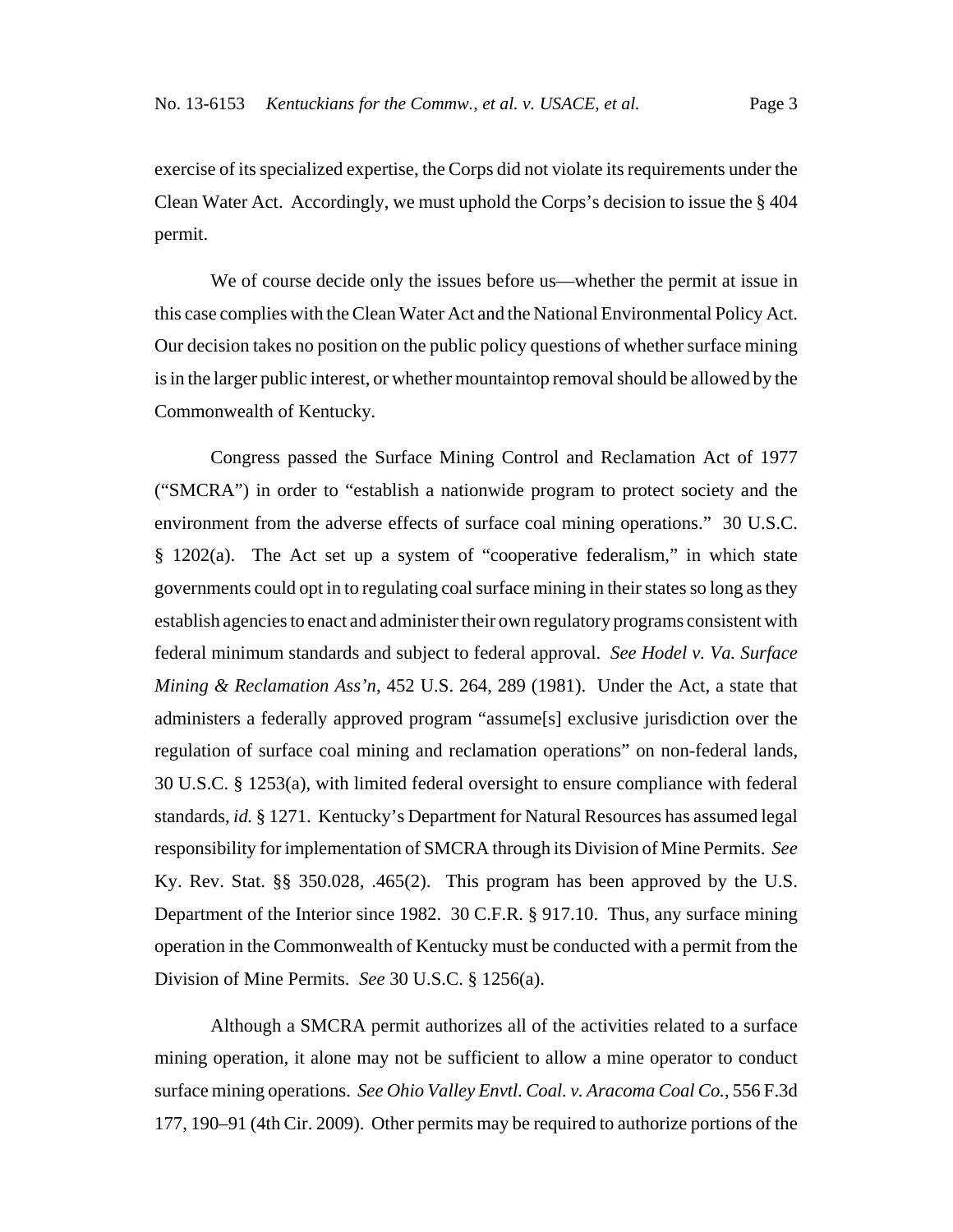exercise of its specialized expertise, the Corps did not violate its requirements under the Clean Water Act. Accordingly, we must uphold the Corps's decision to issue the § 404 permit.

We of course decide only the issues before us—whether the permit at issue in this case complies with the Clean Water Act and the National Environmental Policy Act. Our decision takes no position on the public policy questions of whether surface mining is in the larger public interest, or whether mountaintop removal should be allowed by the Commonwealth of Kentucky.

Congress passed the Surface Mining Control and Reclamation Act of 1977 ("SMCRA") in order to "establish a nationwide program to protect society and the environment from the adverse effects of surface coal mining operations." 30 U.S.C. § 1202(a). The Act set up a system of "cooperative federalism," in which state governments could opt in to regulating coal surface mining in their states so long as they establish agencies to enact and administer their own regulatory programs consistent with federal minimum standards and subject to federal approval. *See Hodel v. Va. Surface Mining & Reclamation Ass'n*, 452 U.S. 264, 289 (1981). Under the Act, a state that administers a federally approved program "assume[s] exclusive jurisdiction over the regulation of surface coal mining and reclamation operations" on non-federal lands, 30 U.S.C. § 1253(a), with limited federal oversight to ensure compliance with federal standards, *id.* § 1271. Kentucky's Department for Natural Resources has assumed legal responsibility for implementation of SMCRA through its Division of Mine Permits. *See* Ky. Rev. Stat. §§ 350.028, .465(2). This program has been approved by the U.S. Department of the Interior since 1982. 30 C.F.R. § 917.10. Thus, any surface mining operation in the Commonwealth of Kentucky must be conducted with a permit from the Division of Mine Permits. *See* 30 U.S.C. § 1256(a).

Although a SMCRA permit authorizes all of the activities related to a surface mining operation, it alone may not be sufficient to allow a mine operator to conduct surface mining operations. *See Ohio Valley Envtl. Coal. v. Aracoma Coal Co.*, 556 F.3d 177, 190–91 (4th Cir. 2009). Other permits may be required to authorize portions of the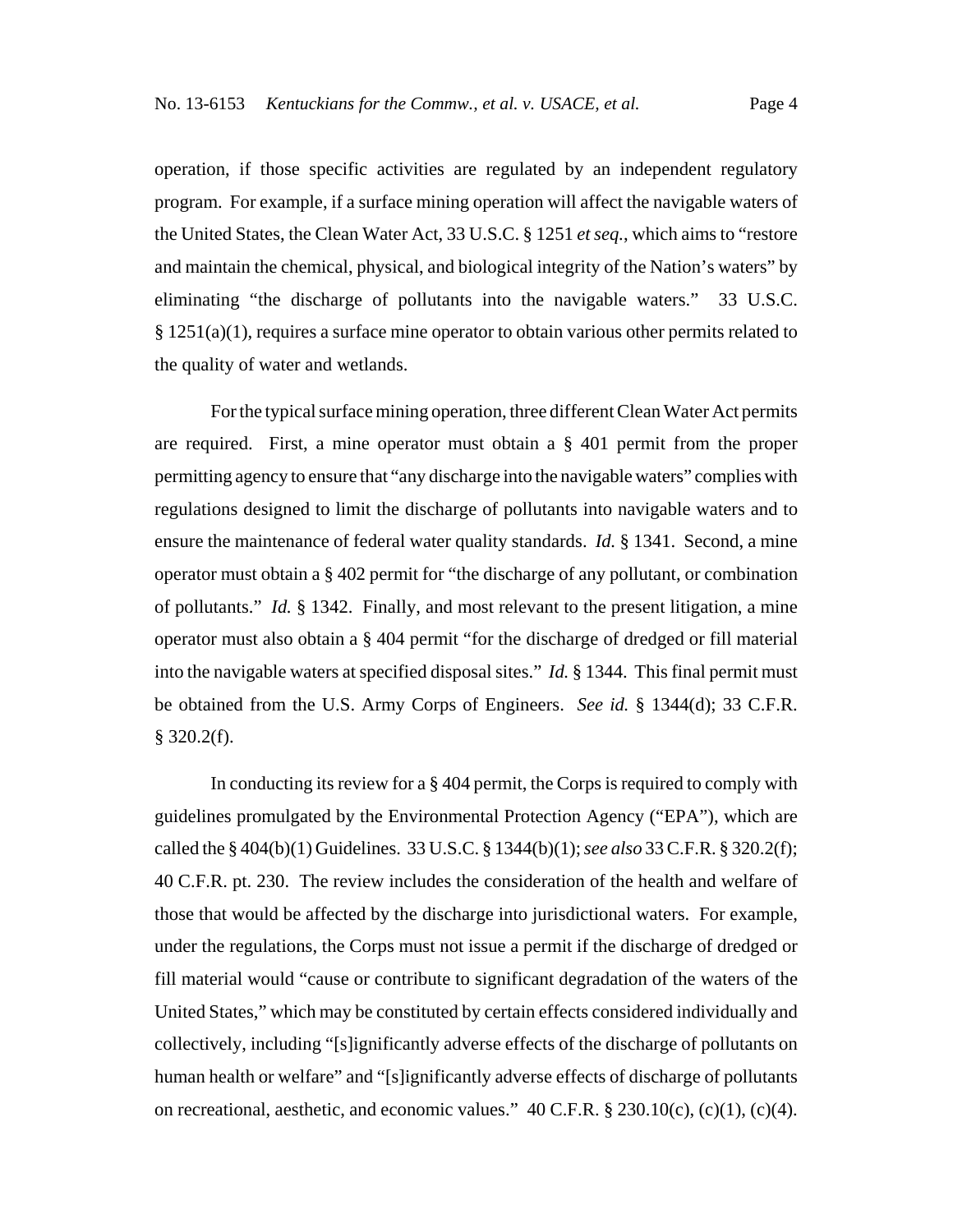operation, if those specific activities are regulated by an independent regulatory program. For example, if a surface mining operation will affect the navigable waters of the United States, the Clean Water Act, 33 U.S.C. § 1251 *et seq.*, which aims to "restore and maintain the chemical, physical, and biological integrity of the Nation's waters" by eliminating "the discharge of pollutants into the navigable waters." 33 U.S.C. § 1251(a)(1), requires a surface mine operator to obtain various other permits related to the quality of water and wetlands.

For the typical surface mining operation, three different Clean Water Act permits are required. First, a mine operator must obtain a § 401 permit from the proper permitting agency to ensure that "any discharge into the navigable waters" complies with regulations designed to limit the discharge of pollutants into navigable waters and to ensure the maintenance of federal water quality standards. *Id.* § 1341. Second, a mine operator must obtain a § 402 permit for "the discharge of any pollutant, or combination of pollutants." *Id.* § 1342. Finally, and most relevant to the present litigation, a mine operator must also obtain a § 404 permit "for the discharge of dredged or fill material into the navigable waters at specified disposal sites." *Id.* § 1344. This final permit must be obtained from the U.S. Army Corps of Engineers. *See id.* § 1344(d); 33 C.F.R. § 320.2(f).

In conducting its review for a § 404 permit, the Corps is required to comply with guidelines promulgated by the Environmental Protection Agency ("EPA"), which are called the § 404(b)(1) Guidelines. 33 U.S.C. § 1344(b)(1); *see also* 33 C.F.R. § 320.2(f); 40 C.F.R. pt. 230. The review includes the consideration of the health and welfare of those that would be affected by the discharge into jurisdictional waters. For example, under the regulations, the Corps must not issue a permit if the discharge of dredged or fill material would "cause or contribute to significant degradation of the waters of the United States," which may be constituted by certain effects considered individually and collectively, including "[s]ignificantly adverse effects of the discharge of pollutants on human health or welfare" and "[s]ignificantly adverse effects of discharge of pollutants on recreational, aesthetic, and economic values." 40 C.F.R. § 230.10(c), (c)(1), (c)(4).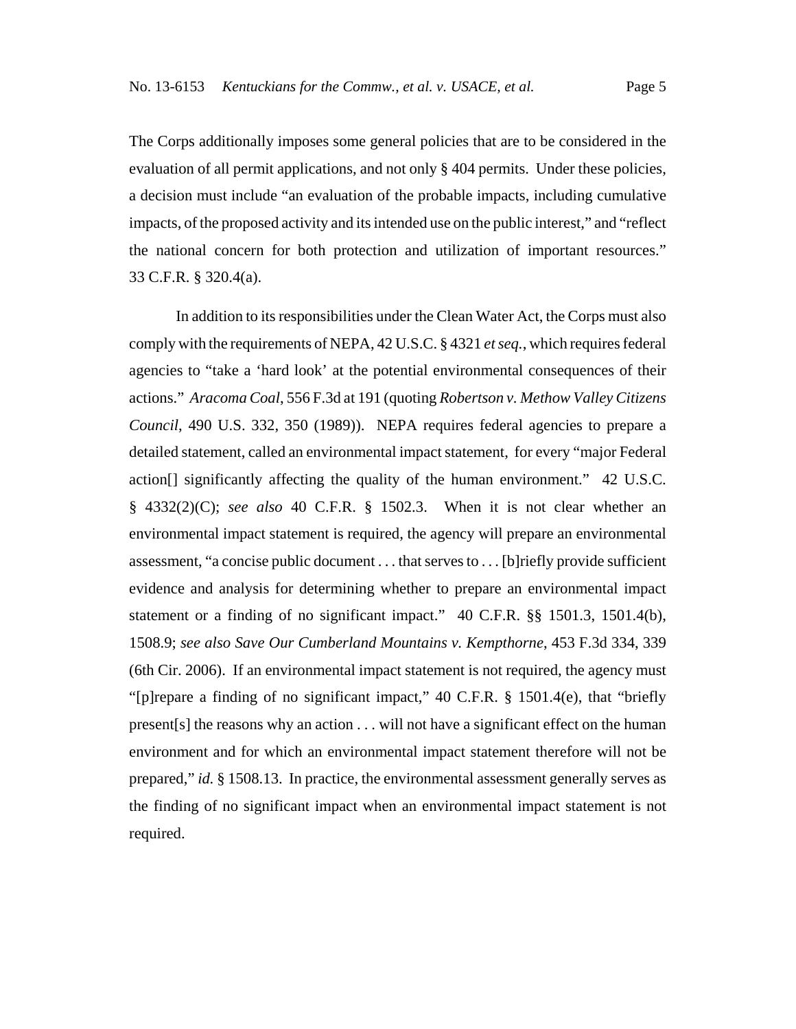The Corps additionally imposes some general policies that are to be considered in the evaluation of all permit applications, and not only § 404 permits. Under these policies, a decision must include "an evaluation of the probable impacts, including cumulative impacts, of the proposed activity and its intended use on the public interest," and "reflect the national concern for both protection and utilization of important resources." 33 C.F.R. § 320.4(a).

In addition to its responsibilities under the Clean Water Act, the Corps must also comply with the requirements of NEPA, 42 U.S.C. § 4321 *et seq.*, which requires federal agencies to "take a 'hard look' at the potential environmental consequences of their actions." *Aracoma Coal*, 556 F.3d at 191 (quoting *Robertson v. Methow Valley Citizens Council*, 490 U.S. 332, 350 (1989)). NEPA requires federal agencies to prepare a detailed statement, called an environmental impact statement, for every "major Federal action[] significantly affecting the quality of the human environment." 42 U.S.C. § 4332(2)(C); *see also* 40 C.F.R. § 1502.3. When it is not clear whether an environmental impact statement is required, the agency will prepare an environmental assessment, "a concise public document . . . that serves to . . . [b]riefly provide sufficient evidence and analysis for determining whether to prepare an environmental impact statement or a finding of no significant impact." 40 C.F.R. §§ 1501.3, 1501.4(b), 1508.9; *see also Save Our Cumberland Mountains v. Kempthorne*, 453 F.3d 334, 339 (6th Cir. 2006). If an environmental impact statement is not required, the agency must "[p]repare a finding of no significant impact," 40 C.F.R. § 1501.4(e), that "briefly present[s] the reasons why an action . . . will not have a significant effect on the human environment and for which an environmental impact statement therefore will not be prepared," *id.* § 1508.13. In practice, the environmental assessment generally serves as the finding of no significant impact when an environmental impact statement is not required.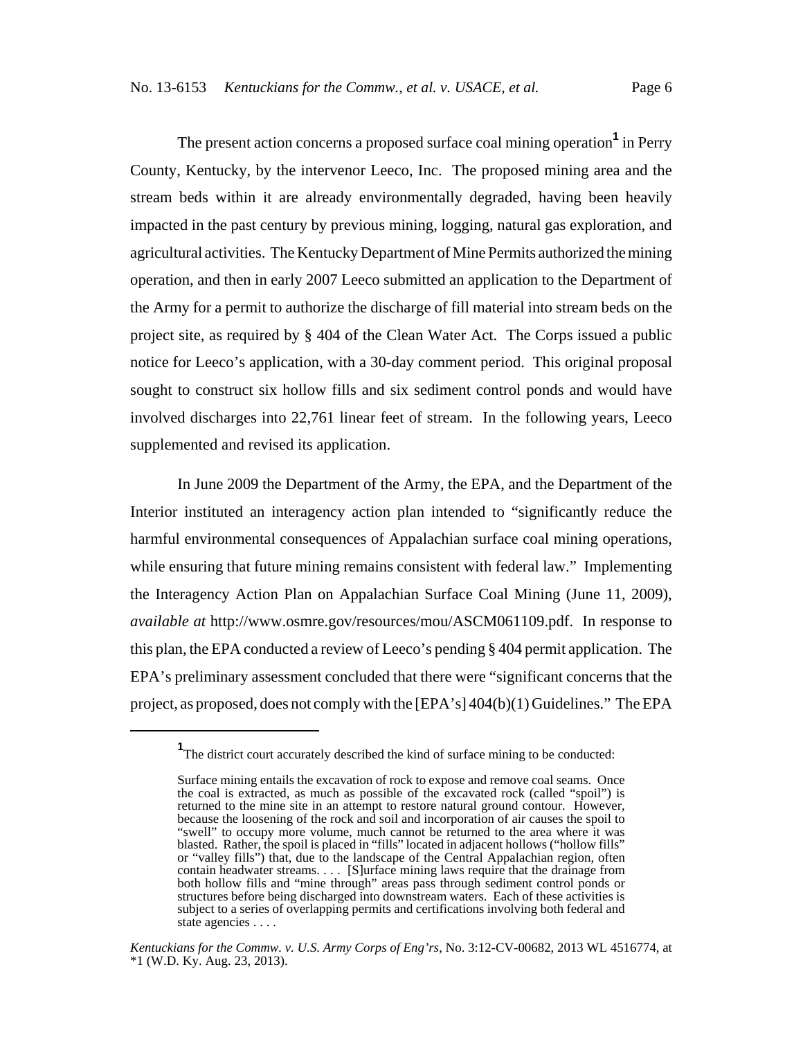The present action concerns a proposed surface coal mining operation[1] in Perry County, Kentucky, by the intervenor Leeco, Inc. The proposed mining area and the stream beds within it are already environmentally degraded, having been heavily impacted in the past century by previous mining, logging, natural gas exploration, and agricultural activities. The Kentucky Department of Mine Permits authorized the mining operation, and then in early 2007 Leeco submitted an application to the Department of the Army for a permit to authorize the discharge of fill material into stream beds on the project site, as required by § 404 of the Clean Water Act. The Corps issued a public notice for Leeco's application, with a 30-day comment period. This original proposal sought to construct six hollow fills and six sediment control ponds and would have involved discharges into 22,761 linear feet of stream. In the following years, Leeco supplemented and revised its application.

In June 2009 the Department of the Army, the EPA, and the Department of the Interior instituted an interagency action plan intended to "significantly reduce the harmful environmental consequences of Appalachian surface coal mining operations, while ensuring that future mining remains consistent with federal law." Implementing the Interagency Action Plan on Appalachian Surface Coal Mining (June 11, 2009), *available at* http://www.osmre.gov/resources/mou/ASCM061109.pdf. In response to this plan, the EPA conducted a review of Leeco's pending § 404 permit application. The EPA's preliminary assessment concluded that there were "significant concerns that the project, as proposed, does not comply with the [EPA's] 404(b)(1) Guidelines." The EPA

---

[1] The district court accurately described the kind of surface mining to be conducted:

> Surface mining entails the excavation of rock to expose and remove coal seams. Once the coal is extracted, as much as possible of the excavated rock (called "spoil") is returned to the mine site in an attempt to restore natural ground contour. However, because the loosening of the rock and soil and incorporation of air causes the spoil to "swell" to occupy more volume, much cannot be returned to the area where it was blasted. Rather, the spoil is placed in "fills" located in adjacent hollows ("hollow fills" or "valley fills") that, due to the landscape of the Central Appalachian region, often contain headwater streams. . . . [S]urface mining laws require that the drainage from both hollow fills and "mine through" areas pass through sediment control ponds or structures before being discharged into downstream waters. Each of these activities is subject to a series of overlapping permits and certifications involving both federal and state agencies . . . .

*Kentuckians for the Commw. v. U.S. Army Corps of Eng'rs*, No. 3:12-CV-00682, 2013 WL 4516774, at *1 (W.D. Ky. Aug. 23, 2013).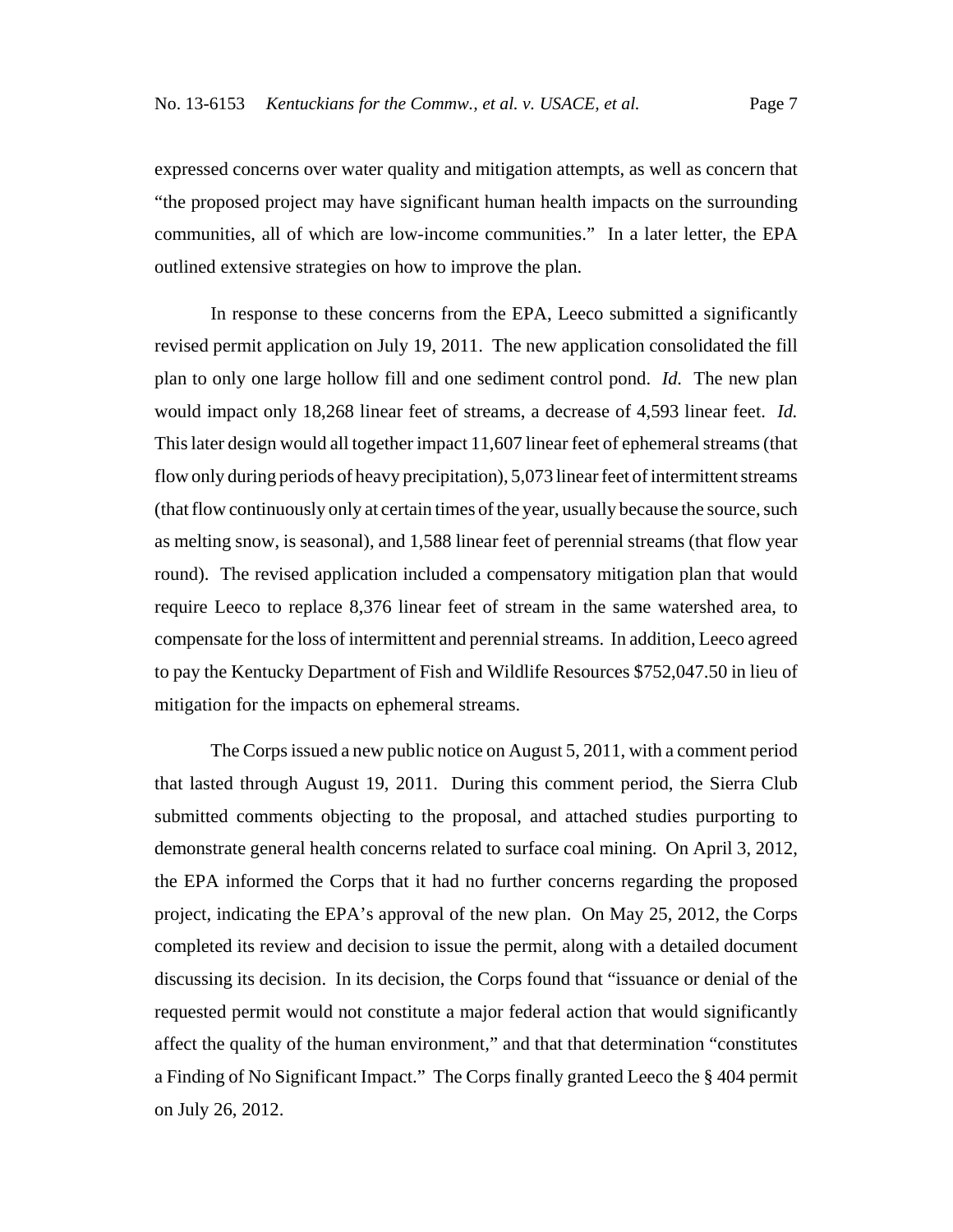expressed concerns over water quality and mitigation attempts, as well as concern that "the proposed project may have significant human health impacts on the surrounding communities, all of which are low-income communities." In a later letter, the EPA outlined extensive strategies on how to improve the plan.

In response to these concerns from the EPA, Leeco submitted a significantly revised permit application on July 19, 2011. The new application consolidated the fill plan to only one large hollow fill and one sediment control pond. *Id.* The new plan would impact only 18,268 linear feet of streams, a decrease of 4,593 linear feet. *Id.* This later design would all together impact 11,607 linear feet of ephemeral streams (that flow only during periods of heavy precipitation), 5,073 linear feet of intermittent streams (that flow continuously only at certain times of the year, usually because the source, such as melting snow, is seasonal), and 1,588 linear feet of perennial streams (that flow year round). The revised application included a compensatory mitigation plan that would require Leeco to replace 8,376 linear feet of stream in the same watershed area, to compensate for the loss of intermittent and perennial streams. In addition, Leeco agreed to pay the Kentucky Department of Fish and Wildlife Resources $752,047.50 in lieu of mitigation for the impacts on ephemeral streams.

The Corps issued a new public notice on August 5, 2011, with a comment period that lasted through August 19, 2011. During this comment period, the Sierra Club submitted comments objecting to the proposal, and attached studies purporting to demonstrate general health concerns related to surface coal mining. On April 3, 2012, the EPA informed the Corps that it had no further concerns regarding the proposed project, indicating the EPA's approval of the new plan. On May 25, 2012, the Corps completed its review and decision to issue the permit, along with a detailed document discussing its decision. In its decision, the Corps found that "issuance or denial of the requested permit would not constitute a major federal action that would significantly affect the quality of the human environment," and that that determination "constitutes a Finding of No Significant Impact." The Corps finally granted Leeco the § 404 permit on July 26, 2012.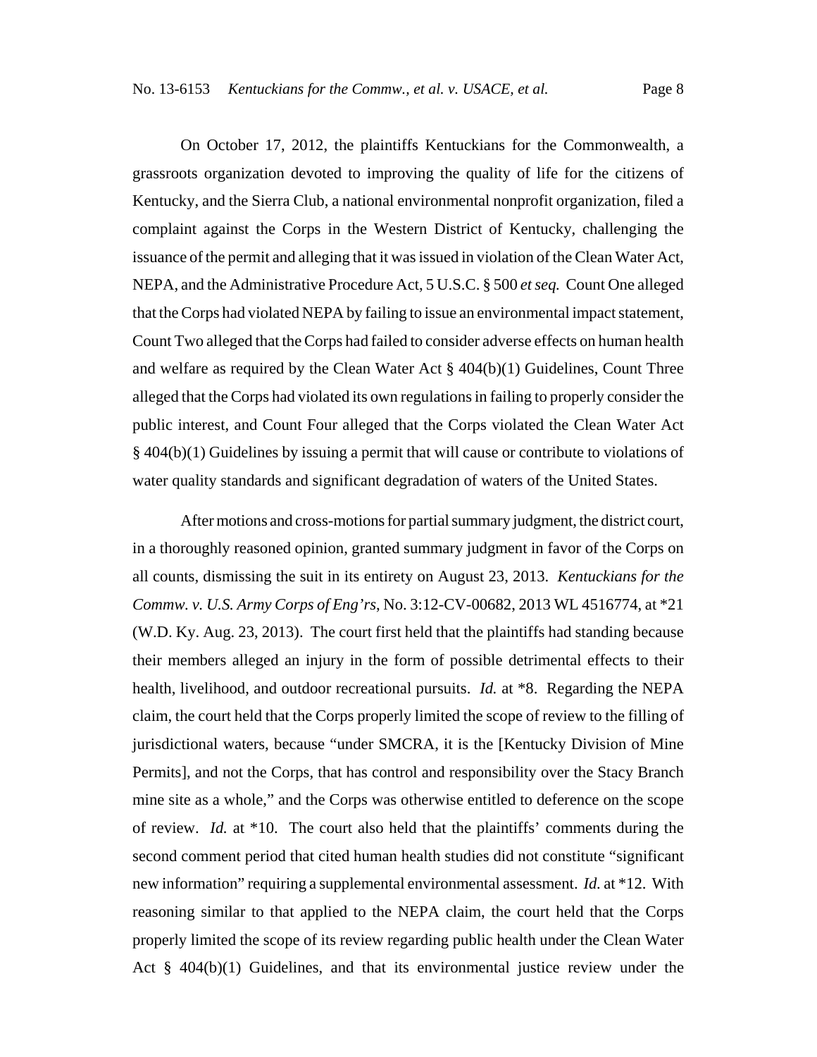On October 17, 2012, the plaintiffs Kentuckians for the Commonwealth, a grassroots organization devoted to improving the quality of life for the citizens of Kentucky, and the Sierra Club, a national environmental nonprofit organization, filed a complaint against the Corps in the Western District of Kentucky, challenging the issuance of the permit and alleging that it was issued in violation of the Clean Water Act, NEPA, and the Administrative Procedure Act, 5 U.S.C. § 500 *et seq.* Count One alleged that the Corps had violated NEPA by failing to issue an environmental impact statement, Count Two alleged that the Corps had failed to consider adverse effects on human health and welfare as required by the Clean Water Act § 404(b)(1) Guidelines, Count Three alleged that the Corps had violated its own regulations in failing to properly consider the public interest, and Count Four alleged that the Corps violated the Clean Water Act § 404(b)(1) Guidelines by issuing a permit that will cause or contribute to violations of water quality standards and significant degradation of waters of the United States.

After motions and cross-motions for partial summary judgment, the district court, in a thoroughly reasoned opinion, granted summary judgment in favor of the Corps on all counts, dismissing the suit in its entirety on August 23, 2013. *Kentuckians for the Commw. v. U.S. Army Corps of Eng'rs*, No. 3:12-CV-00682, 2013 WL 4516774, at *21 (W.D. Ky. Aug. 23, 2013). The court first held that the plaintiffs had standing because their members alleged an injury in the form of possible detrimental effects to their health, livelihood, and outdoor recreational pursuits. *Id.* at *8. Regarding the NEPA claim, the court held that the Corps properly limited the scope of review to the filling of jurisdictional waters, because "under SMCRA, it is the [Kentucky Division of Mine Permits], and not the Corps, that has control and responsibility over the Stacy Branch mine site as a whole," and the Corps was otherwise entitled to deference on the scope of review. *Id.* at *10. The court also held that the plaintiffs' comments during the second comment period that cited human health studies did not constitute "significant new information" requiring a supplemental environmental assessment. *Id.* at *12. With reasoning similar to that applied to the NEPA claim, the court held that the Corps properly limited the scope of its review regarding public health under the Clean Water Act § 404(b)(1) Guidelines, and that its environmental justice review under the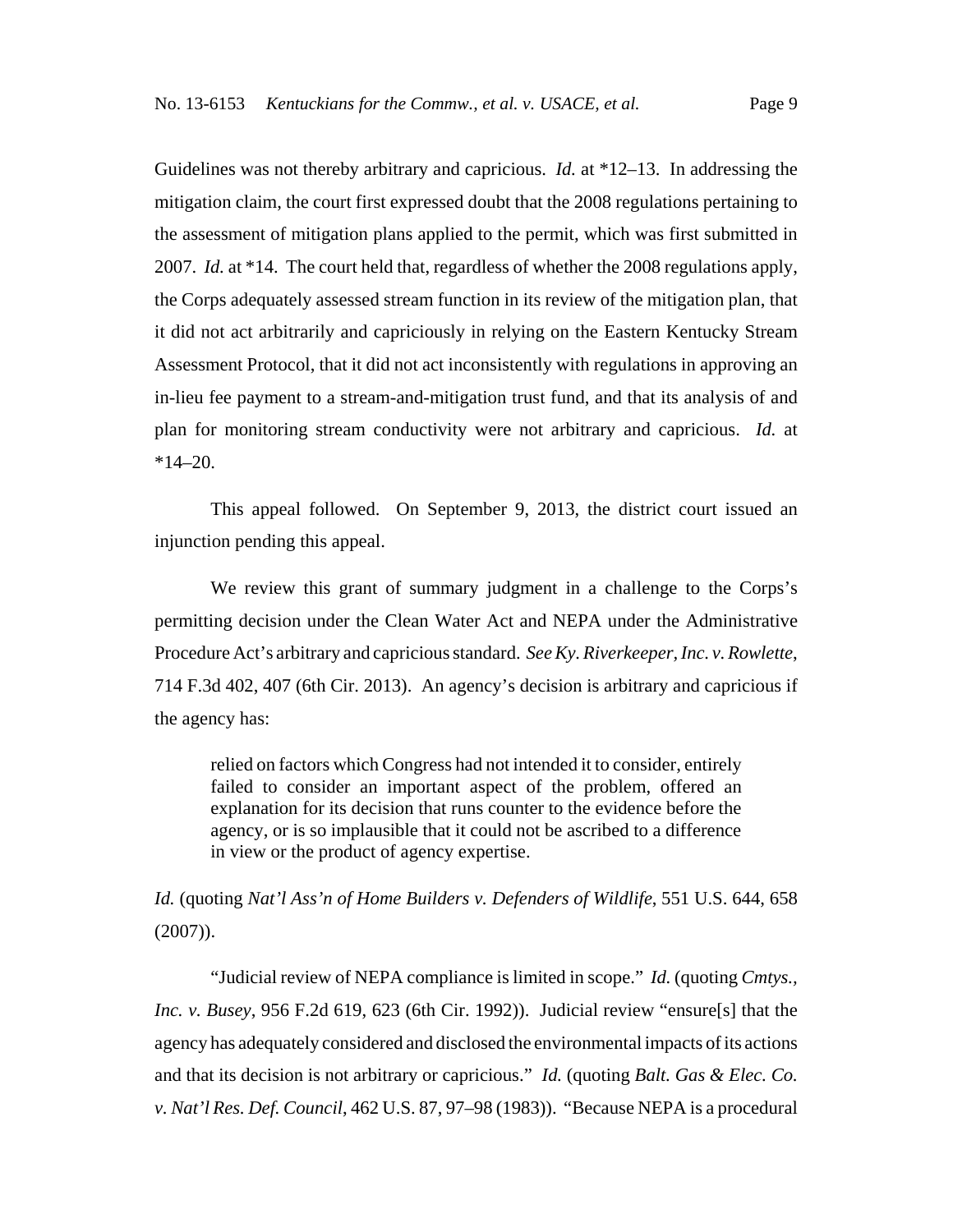Guidelines was not thereby arbitrary and capricious. *Id.* at *12–13. In addressing the mitigation claim, the court first expressed doubt that the 2008 regulations pertaining to the assessment of mitigation plans applied to the permit, which was first submitted in 2007. *Id.* at *14. The court held that, regardless of whether the 2008 regulations apply, the Corps adequately assessed stream function in its review of the mitigation plan, that it did not act arbitrarily and capriciously in relying on the Eastern Kentucky Stream Assessment Protocol, that it did not act inconsistently with regulations in approving an in-lieu fee payment to a stream-and-mitigation trust fund, and that its analysis of and plan for monitoring stream conductivity were not arbitrary and capricious. *Id.* at *14–20.

This appeal followed. On September 9, 2013, the district court issued an injunction pending this appeal.

We review this grant of summary judgment in a challenge to the Corps's permitting decision under the Clean Water Act and NEPA under the Administrative Procedure Act's arbitrary and capricious standard. *See Ky. Riverkeeper, Inc. v. Rowlette*, 714 F.3d 402, 407 (6th Cir. 2013). An agency's decision is arbitrary and capricious if the agency has:

> relied on factors which Congress had not intended it to consider, entirely failed to consider an important aspect of the problem, offered an explanation for its decision that runs counter to the evidence before the agency, or is so implausible that it could not be ascribed to a difference in view or the product of agency expertise.

*Id.* (quoting *Nat'l Ass'n of Home Builders v. Defenders of Wildlife*, 551 U.S. 644, 658 (2007)).

"Judicial review of NEPA compliance is limited in scope." *Id.* (quoting *Cmtys., Inc. v. Busey*, 956 F.2d 619, 623 (6th Cir. 1992)). Judicial review "ensure[s] that the agency has adequately considered and disclosed the environmental impacts of its actions and that its decision is not arbitrary or capricious." *Id.* (quoting *Balt. Gas & Elec. Co. v. Nat'l Res. Def. Council*, 462 U.S. 87, 97–98 (1983)). "Because NEPA is a procedural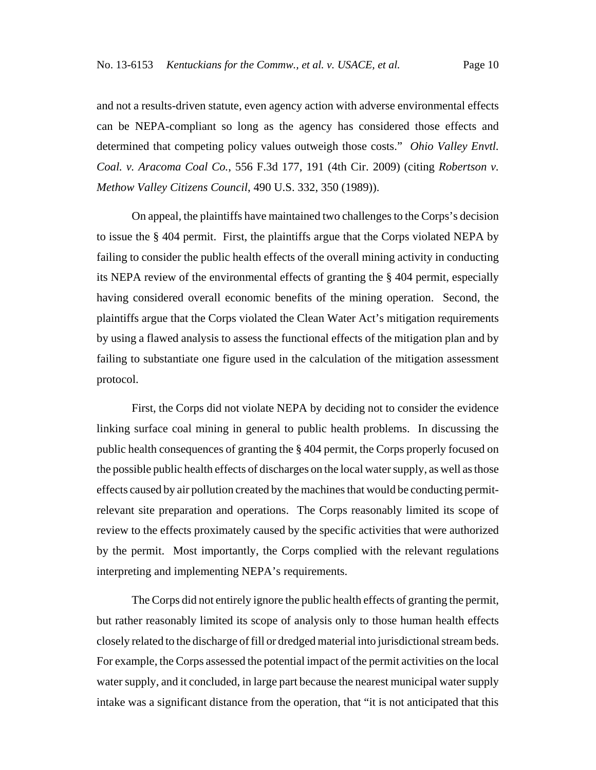and not a results-driven statute, even agency action with adverse environmental effects can be NEPA-compliant so long as the agency has considered those effects and determined that competing policy values outweigh those costs." *Ohio Valley Envtl. Coal. v. Aracoma Coal Co.*, 556 F.3d 177, 191 (4th Cir. 2009) (citing *Robertson v. Methow Valley Citizens Council*, 490 U.S. 332, 350 (1989)).

On appeal, the plaintiffs have maintained two challenges to the Corps's decision to issue the § 404 permit. First, the plaintiffs argue that the Corps violated NEPA by failing to consider the public health effects of the overall mining activity in conducting its NEPA review of the environmental effects of granting the § 404 permit, especially having considered overall economic benefits of the mining operation. Second, the plaintiffs argue that the Corps violated the Clean Water Act's mitigation requirements by using a flawed analysis to assess the functional effects of the mitigation plan and by failing to substantiate one figure used in the calculation of the mitigation assessment protocol.

First, the Corps did not violate NEPA by deciding not to consider the evidence linking surface coal mining in general to public health problems. In discussing the public health consequences of granting the § 404 permit, the Corps properly focused on the possible public health effects of discharges on the local water supply, as well as those effects caused by air pollution created by the machines that would be conducting permit-relevant site preparation and operations. The Corps reasonably limited its scope of review to the effects proximately caused by the specific activities that were authorized by the permit. Most importantly, the Corps complied with the relevant regulations interpreting and implementing NEPA's requirements.

The Corps did not entirely ignore the public health effects of granting the permit, but rather reasonably limited its scope of analysis only to those human health effects closely related to the discharge of fill or dredged material into jurisdictional stream beds. For example, the Corps assessed the potential impact of the permit activities on the local water supply, and it concluded, in large part because the nearest municipal water supply intake was a significant distance from the operation, that "it is not anticipated that this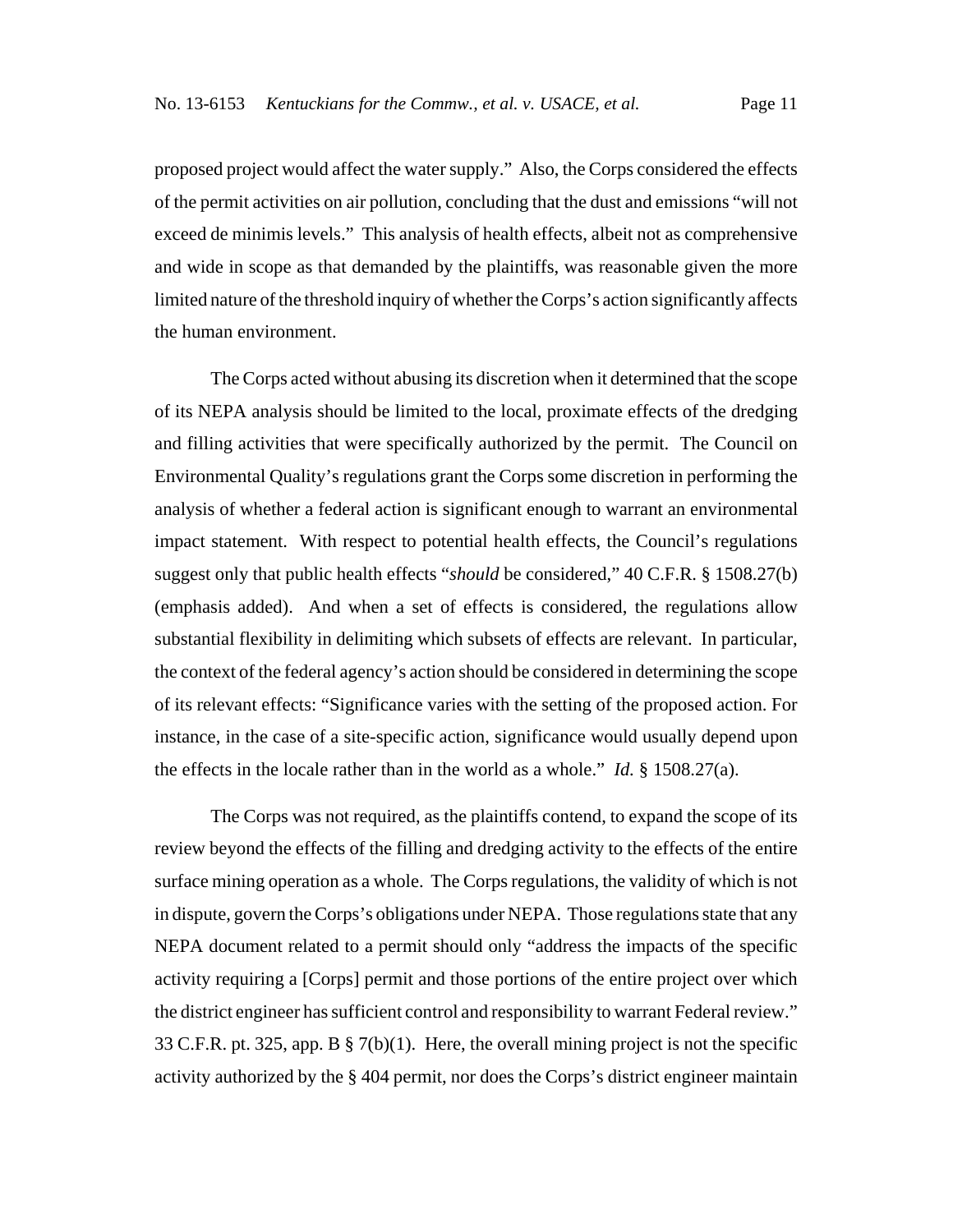proposed project would affect the water supply." Also, the Corps considered the effects of the permit activities on air pollution, concluding that the dust and emissions "will not exceed de minimis levels." This analysis of health effects, albeit not as comprehensive and wide in scope as that demanded by the plaintiffs, was reasonable given the more limited nature of the threshold inquiry of whether the Corps's action significantly affects the human environment.

The Corps acted without abusing its discretion when it determined that the scope of its NEPA analysis should be limited to the local, proximate effects of the dredging and filling activities that were specifically authorized by the permit. The Council on Environmental Quality's regulations grant the Corps some discretion in performing the analysis of whether a federal action is significant enough to warrant an environmental impact statement. With respect to potential health effects, the Council's regulations suggest only that public health effects "*should* be considered," 40 C.F.R. § 1508.27(b) (emphasis added). And when a set of effects is considered, the regulations allow substantial flexibility in delimiting which subsets of effects are relevant. In particular, the context of the federal agency's action should be considered in determining the scope of its relevant effects: "Significance varies with the setting of the proposed action. For instance, in the case of a site-specific action, significance would usually depend upon the effects in the locale rather than in the world as a whole." *Id.* § 1508.27(a).

The Corps was not required, as the plaintiffs contend, to expand the scope of its review beyond the effects of the filling and dredging activity to the effects of the entire surface mining operation as a whole. The Corps regulations, the validity of which is not in dispute, govern the Corps's obligations under NEPA. Those regulations state that any NEPA document related to a permit should only "address the impacts of the specific activity requiring a [Corps] permit and those portions of the entire project over which the district engineer has sufficient control and responsibility to warrant Federal review." 33 C.F.R. pt. 325, app. B § 7(b)(1). Here, the overall mining project is not the specific activity authorized by the § 404 permit, nor does the Corps's district engineer maintain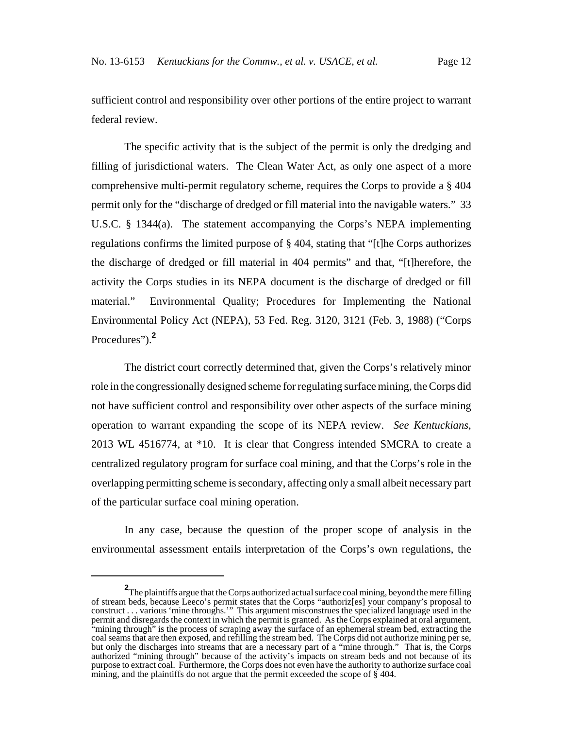sufficient control and responsibility over other portions of the entire project to warrant federal review.

The specific activity that is the subject of the permit is only the dredging and filling of jurisdictional waters. The Clean Water Act, as only one aspect of a more comprehensive multi-permit regulatory scheme, requires the Corps to provide a § 404 permit only for the "discharge of dredged or fill material into the navigable waters." 33 U.S.C. § 1344(a). The statement accompanying the Corps's NEPA implementing regulations confirms the limited purpose of § 404, stating that "[t]he Corps authorizes the discharge of dredged or fill material in 404 permits" and that, "[t]herefore, the activity the Corps studies in its NEPA document is the discharge of dredged or fill material." Environmental Quality; Procedures for Implementing the National Environmental Policy Act (NEPA), 53 Fed. Reg. 3120, 3121 (Feb. 3, 1988) ("Corps Procedures").[2]

The district court correctly determined that, given the Corps's relatively minor role in the congressionally designed scheme for regulating surface mining, the Corps did not have sufficient control and responsibility over other aspects of the surface mining operation to warrant expanding the scope of its NEPA review. *See Kentuckians*, 2013 WL 4516774, at *10. It is clear that Congress intended SMCRA to create a centralized regulatory program for surface coal mining, and that the Corps's role in the overlapping permitting scheme is secondary, affecting only a small albeit necessary part of the particular surface coal mining operation.

In any case, because the question of the proper scope of analysis in the environmental assessment entails interpretation of the Corps's own regulations, the

[2] The plaintiffs argue that the Corps authorized actual surface coal mining, beyond the mere filling of stream beds, because Leeco's permit states that the Corps "authoriz[es] your company's proposal to construct . . . various 'mine throughs.'" This argument misconstrues the specialized language used in the permit and disregards the context in which the permit is granted. As the Corps explained at oral argument, "mining through" is the process of scraping away the surface of an ephemeral stream bed, extracting the coal seams that are then exposed, and refilling the stream bed. The Corps did not authorize mining per se, but only the discharges into streams that are a necessary part of a "mine through." That is, the Corps authorized "mining through" because of the activity's impacts on stream beds and not because of its purpose to extract coal. Furthermore, the Corps does not even have the authority to authorize surface coal mining, and the plaintiffs do not argue that the permit exceeded the scope of § 404.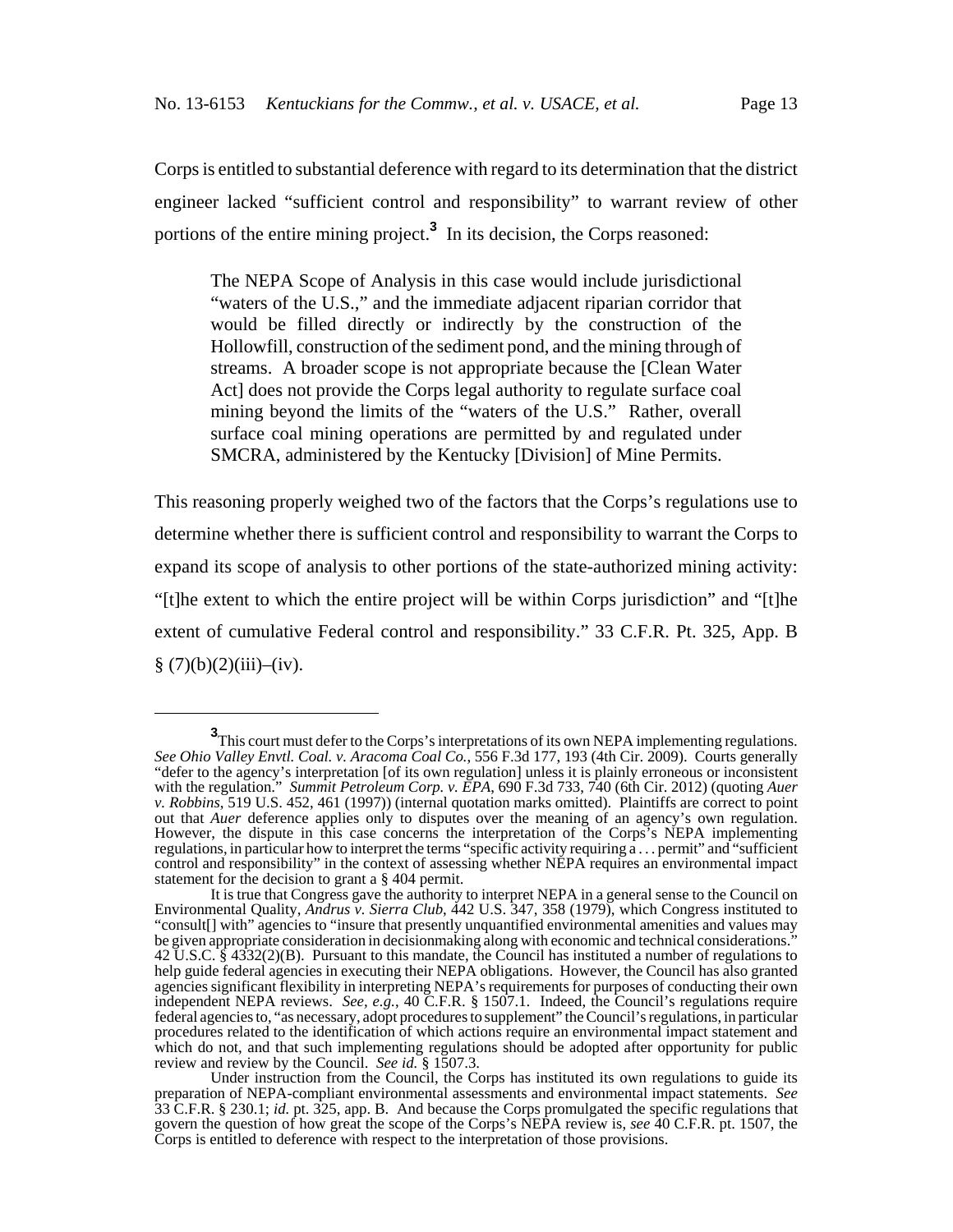Corps is entitled to substantial deference with regard to its determination that the district engineer lacked "sufficient control and responsibility" to warrant review of other portions of the entire mining project.[3] In its decision, the Corps reasoned:

> The NEPA Scope of Analysis in this case would include jurisdictional "waters of the U.S.," and the immediate adjacent riparian corridor that would be filled directly or indirectly by the construction of the Hollowfill, construction of the sediment pond, and the mining through of streams. A broader scope is not appropriate because the [Clean Water Act] does not provide the Corps legal authority to regulate surface coal mining beyond the limits of the "waters of the U.S." Rather, overall surface coal mining operations are permitted by and regulated under SMCRA, administered by the Kentucky [Division] of Mine Permits.

This reasoning properly weighed two of the factors that the Corps's regulations use to determine whether there is sufficient control and responsibility to warrant the Corps to expand its scope of analysis to other portions of the state-authorized mining activity: "[t]he extent to which the entire project will be within Corps jurisdiction" and "[t]he extent of cumulative Federal control and responsibility." 33 C.F.R. Pt. 325, App. B § (7)(b)(2)(iii)–(iv).

---

[3] This court must defer to the Corps's interpretations of its own NEPA implementing regulations. *See Ohio Valley Envtl. Coal. v. Aracoma Coal Co.*, 556 F.3d 177, 193 (4th Cir. 2009). Courts generally "defer to the agency's interpretation [of its own regulation] unless it is plainly erroneous or inconsistent with the regulation." *Summit Petroleum Corp. v. EPA*, 690 F.3d 733, 740 (6th Cir. 2012) (quoting *Auer v. Robbins*, 519 U.S. 452, 461 (1997)) (internal quotation marks omitted). Plaintiffs are correct to point out that *Auer* deference applies only to disputes over the meaning of an agency's own regulation. However, the dispute in this case concerns the interpretation of the Corps's NEPA implementing regulations, in particular how to interpret the terms "specific activity requiring a . . . permit" and "sufficient control and responsibility" in the context of assessing whether NEPA requires an environmental impact statement for the decision to grant a § 404 permit.

It is true that Congress gave the authority to interpret NEPA in a general sense to the Council on Environmental Quality, *Andrus v. Sierra Club*, 442 U.S. 347, 358 (1979), which Congress instituted to "consult[] with" agencies to "insure that presently unquantified environmental amenities and values may be given appropriate consideration in decisionmaking along with economic and technical considerations." 42 U.S.C. § 4332(2)(B). Pursuant to this mandate, the Council has instituted a number of regulations to help guide federal agencies in executing their NEPA obligations. However, the Council has also granted agencies significant flexibility in interpreting NEPA's requirements for purposes of conducting their own independent NEPA reviews. *See, e.g.*, 40 C.F.R. § 1507.1. Indeed, the Council's regulations require federal agencies to, "as necessary, adopt procedures to supplement" the Council's regulations, in particular procedures related to the identification of which actions require an environmental impact statement and which do not, and that such implementing regulations should be adopted after opportunity for public review and review by the Council. *See id.* § 1507.3.

Under instruction from the Council, the Corps has instituted its own regulations to guide its preparation of NEPA-compliant environmental assessments and environmental impact statements. *See* 33 C.F.R. § 230.1; *id.* pt. 325, app. B. And because the Corps promulgated the specific regulations that govern the question of how great the scope of the Corps's NEPA review is, *see* 40 C.F.R. pt. 1507, the Corps is entitled to deference with respect to the interpretation of those provisions.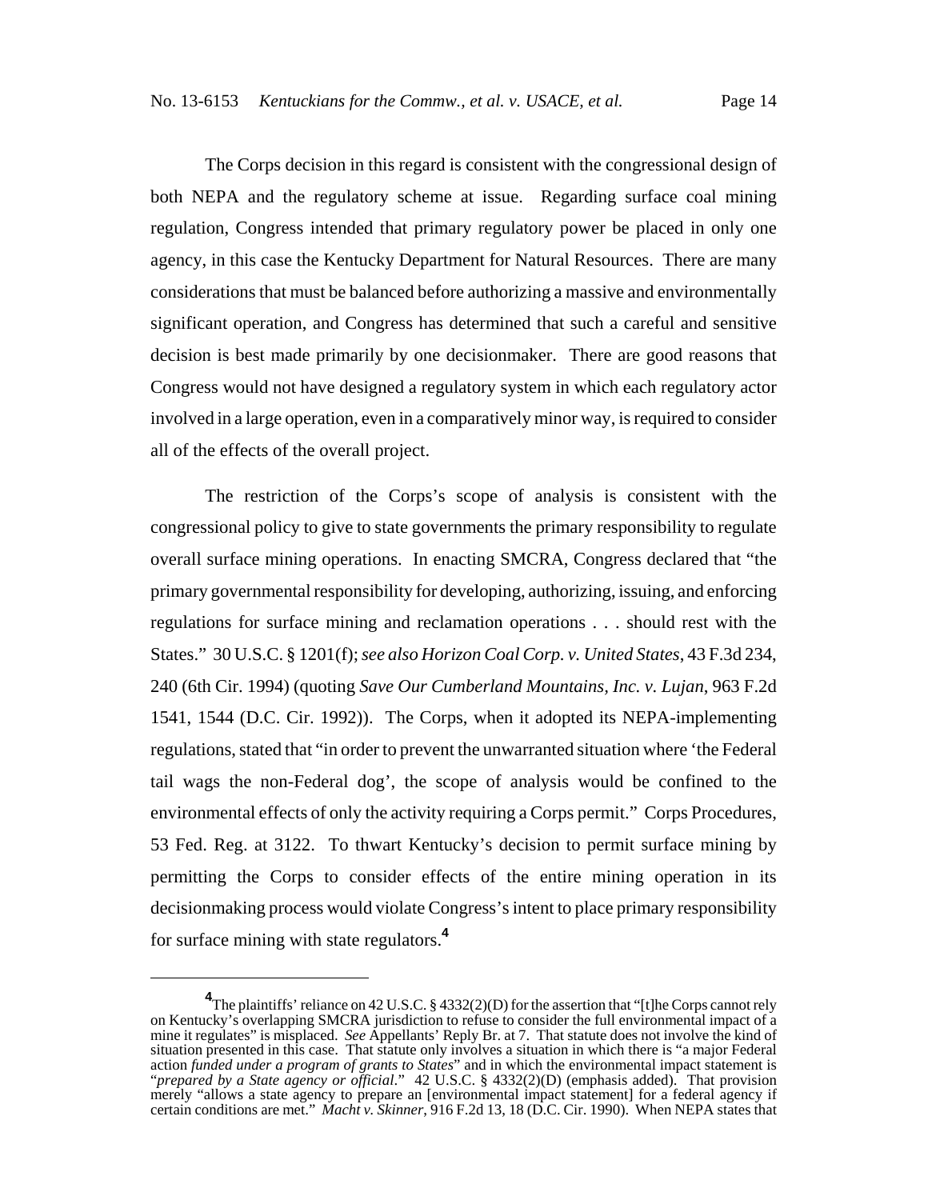The Corps decision in this regard is consistent with the congressional design of both NEPA and the regulatory scheme at issue. Regarding surface coal mining regulation, Congress intended that primary regulatory power be placed in only one agency, in this case the Kentucky Department for Natural Resources. There are many considerations that must be balanced before authorizing a massive and environmentally significant operation, and Congress has determined that such a careful and sensitive decision is best made primarily by one decisionmaker. There are good reasons that Congress would not have designed a regulatory system in which each regulatory actor involved in a large operation, even in a comparatively minor way, is required to consider all of the effects of the overall project.

The restriction of the Corps's scope of analysis is consistent with the congressional policy to give to state governments the primary responsibility to regulate overall surface mining operations. In enacting SMCRA, Congress declared that "the primary governmental responsibility for developing, authorizing, issuing, and enforcing regulations for surface mining and reclamation operations . . . should rest with the States." 30 U.S.C. § 1201(f); *see also Horizon Coal Corp. v. United States*, 43 F.3d 234, 240 (6th Cir. 1994) (quoting *Save Our Cumberland Mountains, Inc. v. Lujan*, 963 F.2d 1541, 1544 (D.C. Cir. 1992)). The Corps, when it adopted its NEPA-implementing regulations, stated that "in order to prevent the unwarranted situation where 'the Federal tail wags the non-Federal dog', the scope of analysis would be confined to the environmental effects of only the activity requiring a Corps permit." Corps Procedures, 53 Fed. Reg. at 3122. To thwart Kentucky's decision to permit surface mining by permitting the Corps to consider effects of the entire mining operation in its decisionmaking process would violate Congress's intent to place primary responsibility for surface mining with state regulators.[4]

---

[4] The plaintiffs' reliance on 42 U.S.C. § 4332(2)(D) for the assertion that "[t]he Corps cannot rely on Kentucky's overlapping SMCRA jurisdiction to refuse to consider the full environmental impact of a mine it regulates" is misplaced. *See* Appellants' Reply Br. at 7. That statute does not involve the kind of situation presented in this case. That statute only involves a situation in which there is "a major Federal action *funded under a program of grants to States*" and in which the environmental impact statement is "*prepared by a State agency or official*." 42 U.S.C. § 4332(2)(D) (emphasis added). That provision merely "allows a state agency to prepare an [environmental impact statement] for a federal agency if certain conditions are met." *Macht v. Skinner*, 916 F.2d 13, 18 (D.C. Cir. 1990). When NEPA states that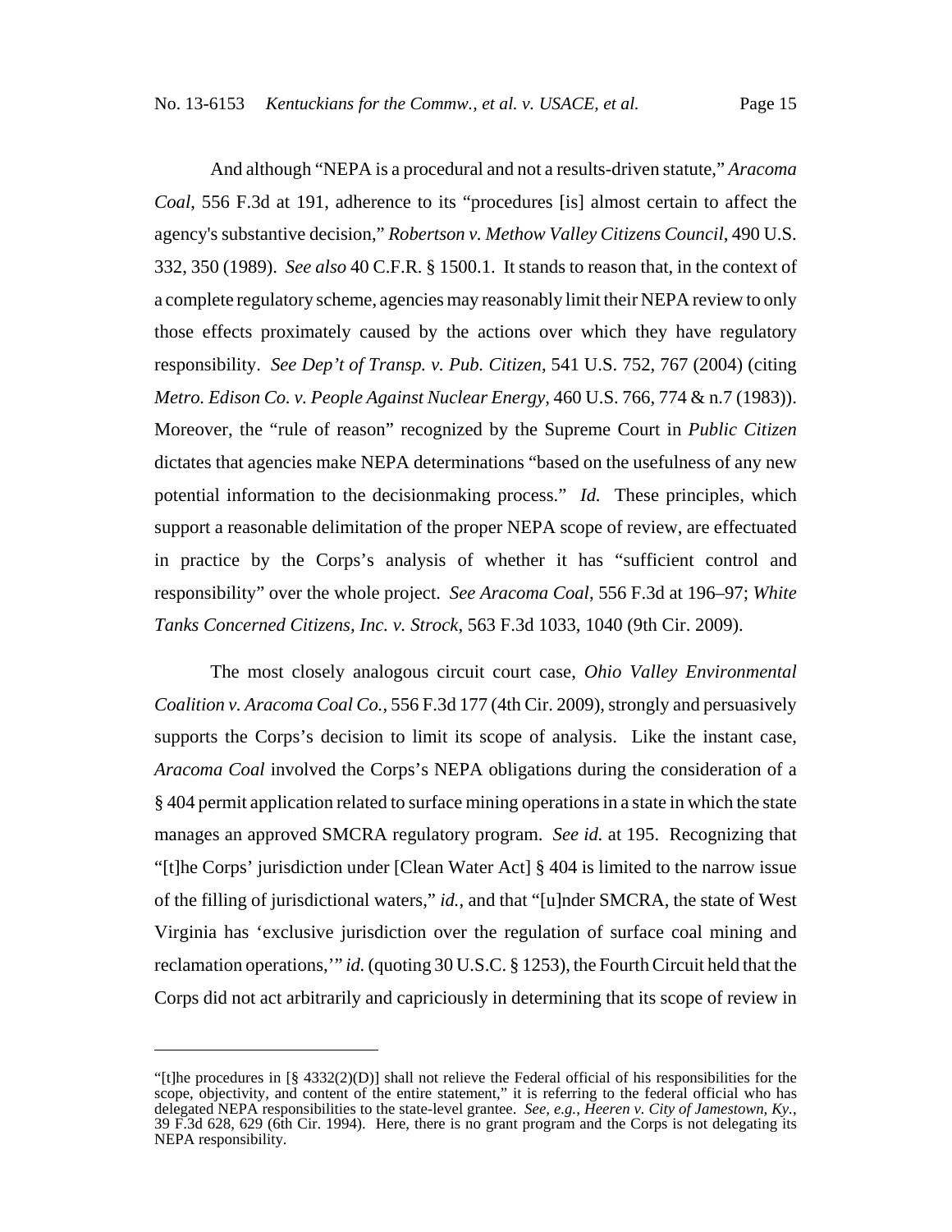And although "NEPA is a procedural and not a results-driven statute," *Aracoma Coal*, 556 F.3d at 191, adherence to its "procedures [is] almost certain to affect the agency's substantive decision," *Robertson v. Methow Valley Citizens Council*, 490 U.S. 332, 350 (1989). *See also* 40 C.F.R. § 1500.1. It stands to reason that, in the context of a complete regulatory scheme, agencies may reasonably limit their NEPA review to only those effects proximately caused by the actions over which they have regulatory responsibility. *See Dep't of Transp. v. Pub. Citizen*, 541 U.S. 752, 767 (2004) (citing *Metro. Edison Co. v. People Against Nuclear Energy*, 460 U.S. 766, 774 & n.7 (1983)). Moreover, the "rule of reason" recognized by the Supreme Court in *Public Citizen* dictates that agencies make NEPA determinations "based on the usefulness of any new potential information to the decisionmaking process." *Id.* These principles, which support a reasonable delimitation of the proper NEPA scope of review, are effectuated in practice by the Corps's analysis of whether it has "sufficient control and responsibility" over the whole project. *See Aracoma Coal*, 556 F.3d at 196–97; *White Tanks Concerned Citizens, Inc. v. Strock*, 563 F.3d 1033, 1040 (9th Cir. 2009).

The most closely analogous circuit court case, *Ohio Valley Environmental Coalition v. Aracoma Coal Co.*, 556 F.3d 177 (4th Cir. 2009), strongly and persuasively supports the Corps's decision to limit its scope of analysis. Like the instant case, *Aracoma Coal* involved the Corps's NEPA obligations during the consideration of a § 404 permit application related to surface mining operations in a state in which the state manages an approved SMCRA regulatory program. *See id.* at 195. Recognizing that "[t]he Corps' jurisdiction under [Clean Water Act] § 404 is limited to the narrow issue of the filling of jurisdictional waters," *id.*, and that "[u]nder SMCRA, the state of West Virginia has 'exclusive jurisdiction over the regulation of surface coal mining and reclamation operations,'" *id.* (quoting 30 U.S.C. § 1253), the Fourth Circuit held that the Corps did not act arbitrarily and capriciously in determining that its scope of review in

---

"[t]he procedures in [§ 4332(2)(D)] shall not relieve the Federal official of his responsibilities for the scope, objectivity, and content of the entire statement," it is referring to the federal official who has delegated NEPA responsibilities to the state-level grantee. *See, e.g.*, *Heeren v. City of Jamestown, Ky.*, 39 F.3d 628, 629 (6th Cir. 1994). Here, there is no grant program and the Corps is not delegating its NEPA responsibility.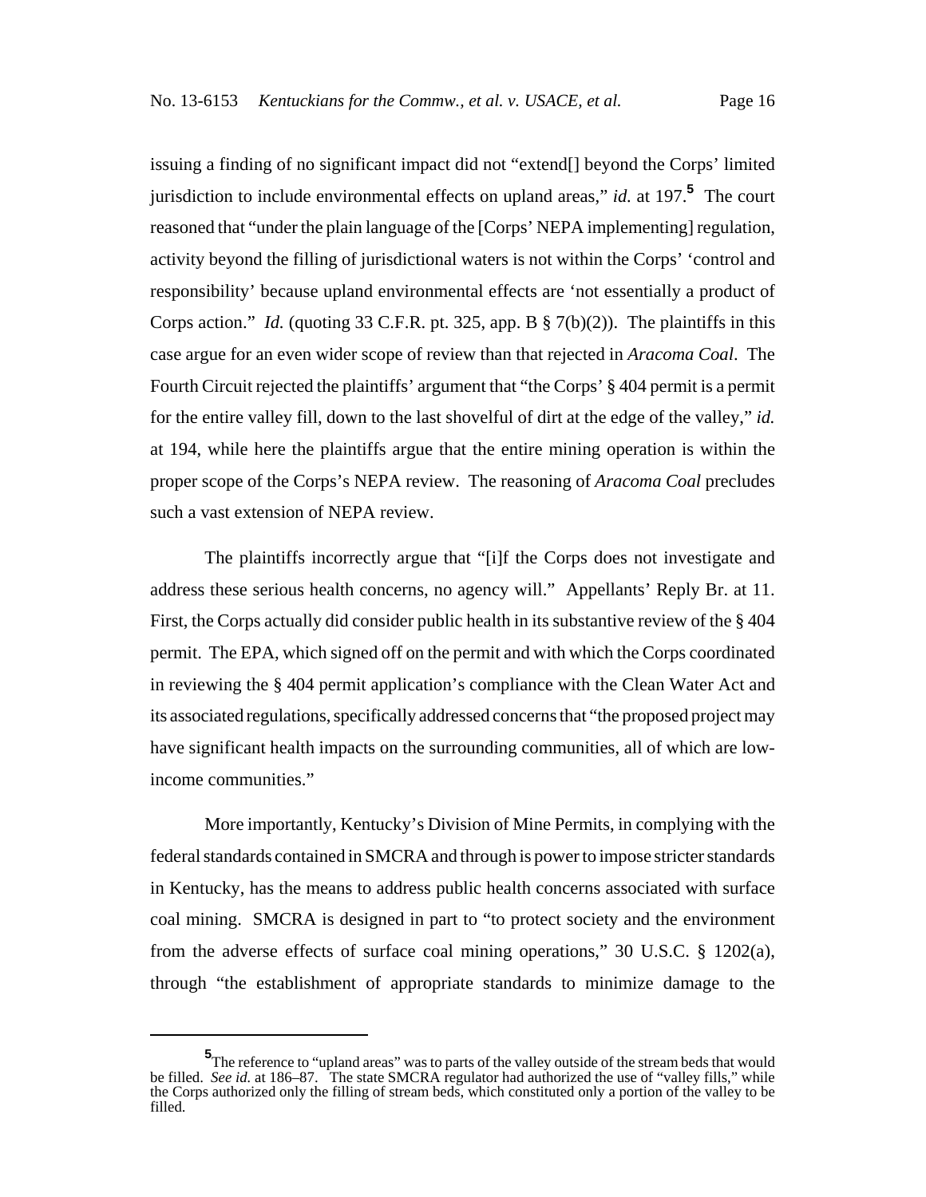issuing a finding of no significant impact did not "extend[] beyond the Corps' limited jurisdiction to include environmental effects on upland areas," *id.* at 197.[5] The court reasoned that "under the plain language of the [Corps' NEPA implementing] regulation, activity beyond the filling of jurisdictional waters is not within the Corps' 'control and responsibility' because upland environmental effects are 'not essentially a product of Corps action." *Id.* (quoting 33 C.F.R. pt. 325, app. B § 7(b)(2)). The plaintiffs in this case argue for an even wider scope of review than that rejected in *Aracoma Coal*. The Fourth Circuit rejected the plaintiffs' argument that "the Corps' § 404 permit is a permit for the entire valley fill, down to the last shovelful of dirt at the edge of the valley," *id.* at 194, while here the plaintiffs argue that the entire mining operation is within the proper scope of the Corps's NEPA review. The reasoning of *Aracoma Coal* precludes such a vast extension of NEPA review.

The plaintiffs incorrectly argue that "[i]f the Corps does not investigate and address these serious health concerns, no agency will." Appellants' Reply Br. at 11. First, the Corps actually did consider public health in its substantive review of the § 404 permit. The EPA, which signed off on the permit and with which the Corps coordinated in reviewing the § 404 permit application's compliance with the Clean Water Act and its associated regulations, specifically addressed concerns that "the proposed project may have significant health impacts on the surrounding communities, all of which are low-income communities."

More importantly, Kentucky's Division of Mine Permits, in complying with the federal standards contained in SMCRA and through is power to impose stricter standards in Kentucky, has the means to address public health concerns associated with surface coal mining. SMCRA is designed in part to "to protect society and the environment from the adverse effects of surface coal mining operations," 30 U.S.C. § 1202(a), through "the establishment of appropriate standards to minimize damage to the

---

[5] The reference to "upland areas" was to parts of the valley outside of the stream beds that would be filled. *See id.* at 186–87. The state SMCRA regulator had authorized the use of "valley fills," while the Corps authorized only the filling of stream beds, which constituted only a portion of the valley to be filled.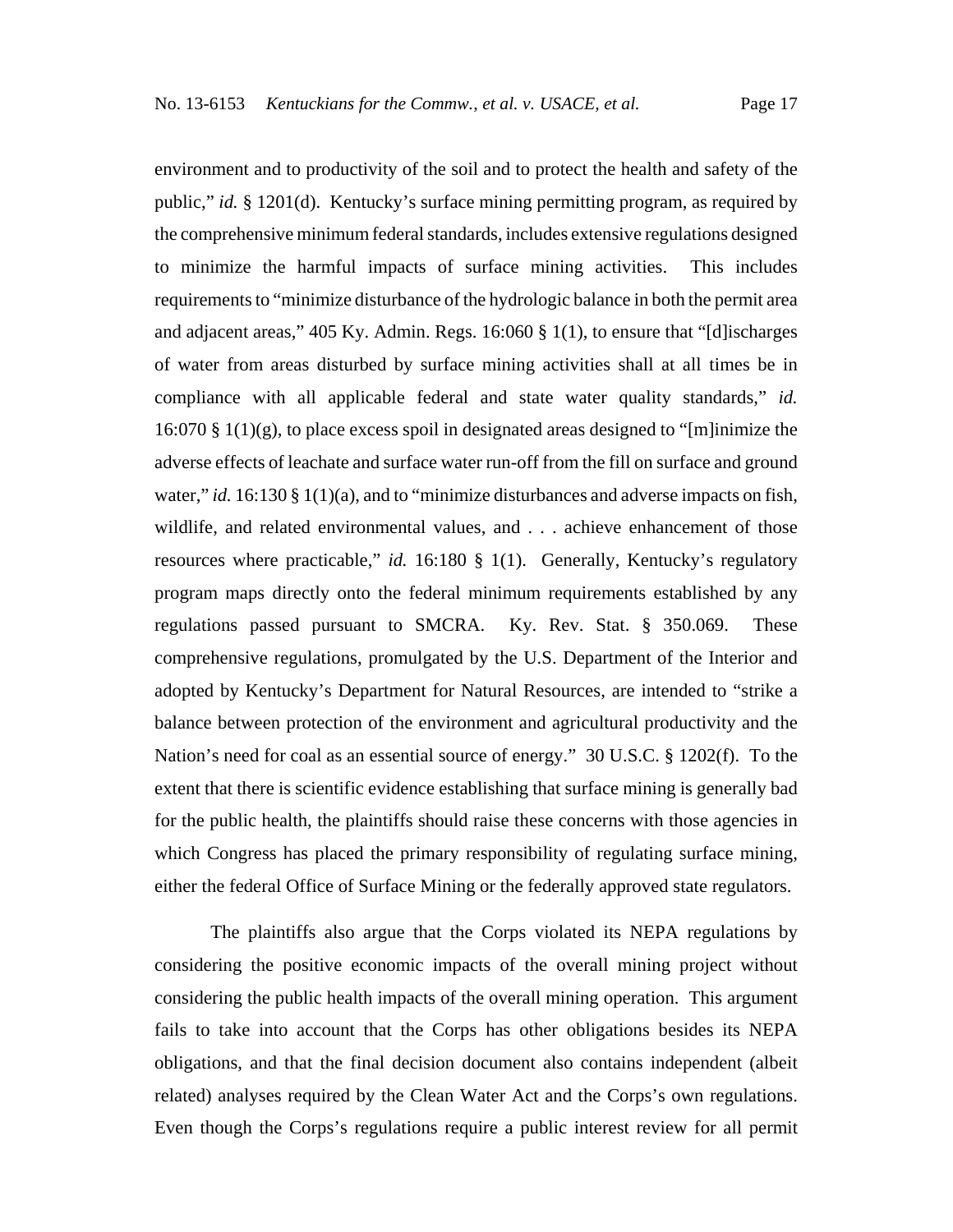environment and to productivity of the soil and to protect the health and safety of the public," *id.* § 1201(d). Kentucky's surface mining permitting program, as required by the comprehensive minimum federal standards, includes extensive regulations designed to minimize the harmful impacts of surface mining activities. This includes requirements to "minimize disturbance of the hydrologic balance in both the permit area and adjacent areas," 405 Ky. Admin. Regs. 16:060 § 1(1), to ensure that "[d]ischarges of water from areas disturbed by surface mining activities shall at all times be in compliance with all applicable federal and state water quality standards," *id.* 16:070 § 1(1)(g), to place excess spoil in designated areas designed to "[m]inimize the adverse effects of leachate and surface water run-off from the fill on surface and ground water," *id.* 16:130 § 1(1)(a), and to "minimize disturbances and adverse impacts on fish, wildlife, and related environmental values, and . . . achieve enhancement of those resources where practicable," *id.* 16:180 § 1(1). Generally, Kentucky's regulatory program maps directly onto the federal minimum requirements established by any regulations passed pursuant to SMCRA. Ky. Rev. Stat. § 350.069. These comprehensive regulations, promulgated by the U.S. Department of the Interior and adopted by Kentucky's Department for Natural Resources, are intended to "strike a balance between protection of the environment and agricultural productivity and the Nation's need for coal as an essential source of energy." 30 U.S.C. § 1202(f). To the extent that there is scientific evidence establishing that surface mining is generally bad for the public health, the plaintiffs should raise these concerns with those agencies in which Congress has placed the primary responsibility of regulating surface mining, either the federal Office of Surface Mining or the federally approved state regulators.

The plaintiffs also argue that the Corps violated its NEPA regulations by considering the positive economic impacts of the overall mining project without considering the public health impacts of the overall mining operation. This argument fails to take into account that the Corps has other obligations besides its NEPA obligations, and that the final decision document also contains independent (albeit related) analyses required by the Clean Water Act and the Corps's own regulations. Even though the Corps's regulations require a public interest review for all permit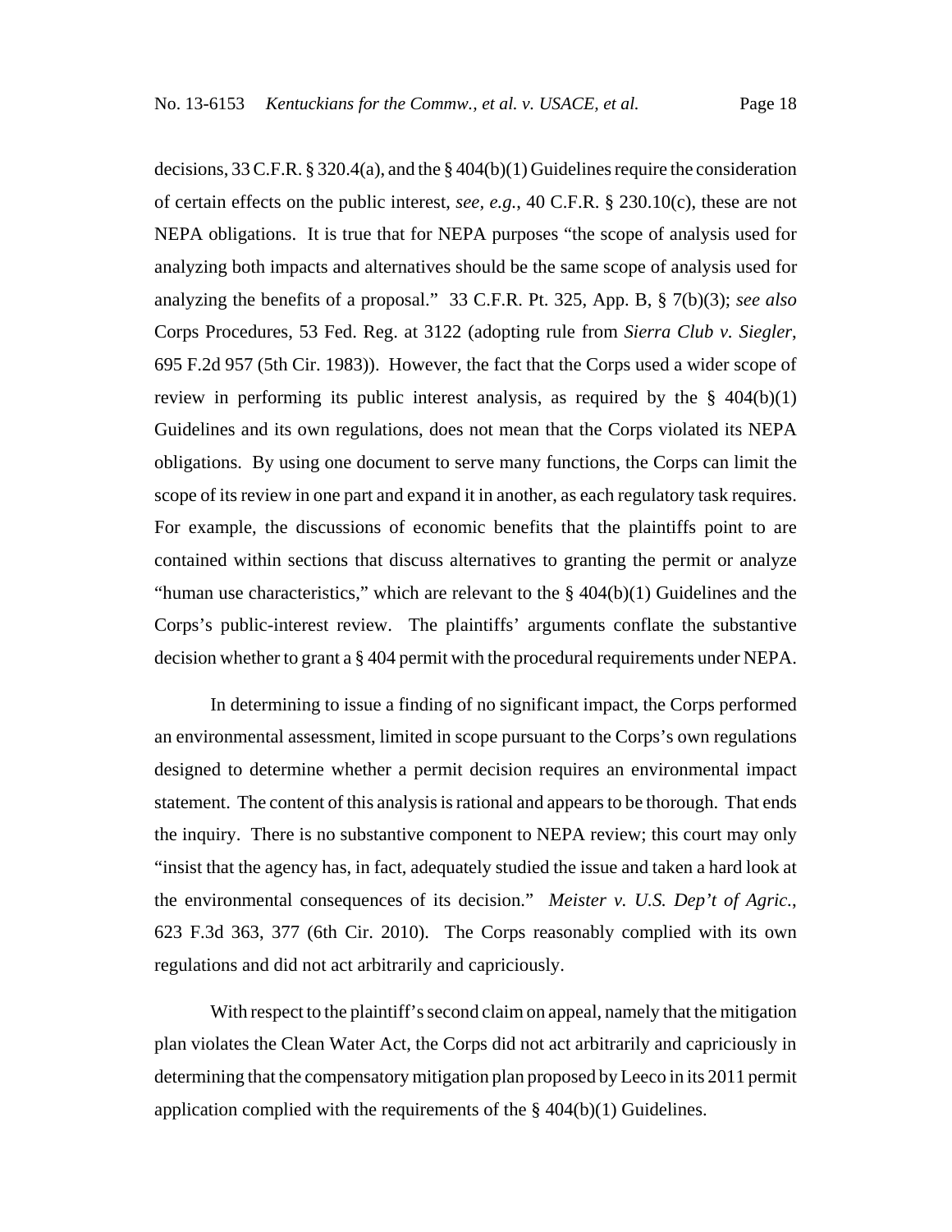decisions, 33 C.F.R. § 320.4(a), and the § 404(b)(1) Guidelines require the consideration of certain effects on the public interest, *see, e.g.*, 40 C.F.R. § 230.10(c), these are not NEPA obligations. It is true that for NEPA purposes "the scope of analysis used for analyzing both impacts and alternatives should be the same scope of analysis used for analyzing the benefits of a proposal." 33 C.F.R. Pt. 325, App. B, § 7(b)(3); *see also* Corps Procedures, 53 Fed. Reg. at 3122 (adopting rule from *Sierra Club v. Siegler*, 695 F.2d 957 (5th Cir. 1983)). However, the fact that the Corps used a wider scope of review in performing its public interest analysis, as required by the § 404(b)(1) Guidelines and its own regulations, does not mean that the Corps violated its NEPA obligations. By using one document to serve many functions, the Corps can limit the scope of its review in one part and expand it in another, as each regulatory task requires. For example, the discussions of economic benefits that the plaintiffs point to are contained within sections that discuss alternatives to granting the permit or analyze "human use characteristics," which are relevant to the § 404(b)(1) Guidelines and the Corps's public-interest review. The plaintiffs' arguments conflate the substantive decision whether to grant a § 404 permit with the procedural requirements under NEPA.

In determining to issue a finding of no significant impact, the Corps performed an environmental assessment, limited in scope pursuant to the Corps's own regulations designed to determine whether a permit decision requires an environmental impact statement. The content of this analysis is rational and appears to be thorough. That ends the inquiry. There is no substantive component to NEPA review; this court may only "insist that the agency has, in fact, adequately studied the issue and taken a hard look at the environmental consequences of its decision." *Meister v. U.S. Dep't of Agric.*, 623 F.3d 363, 377 (6th Cir. 2010). The Corps reasonably complied with its own regulations and did not act arbitrarily and capriciously.

With respect to the plaintiff's second claim on appeal, namely that the mitigation plan violates the Clean Water Act, the Corps did not act arbitrarily and capriciously in determining that the compensatory mitigation plan proposed by Leeco in its 2011 permit application complied with the requirements of the § 404(b)(1) Guidelines.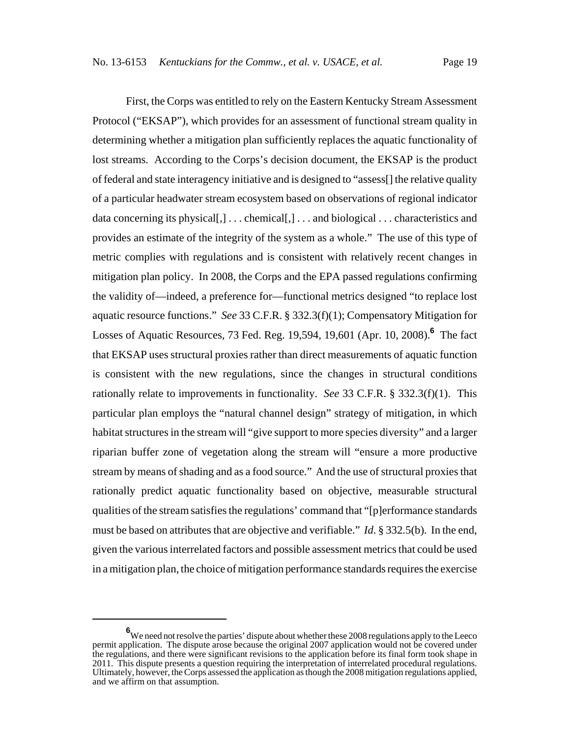First, the Corps was entitled to rely on the Eastern Kentucky Stream Assessment Protocol ("EKSAP"), which provides for an assessment of functional stream quality in determining whether a mitigation plan sufficiently replaces the aquatic functionality of lost streams. According to the Corps's decision document, the EKSAP is the product of federal and state interagency initiative and is designed to "assess[] the relative quality of a particular headwater stream ecosystem based on observations of regional indicator data concerning its physical[,] . . . chemical[,] . . . and biological . . . characteristics and provides an estimate of the integrity of the system as a whole." The use of this type of metric complies with regulations and is consistent with relatively recent changes in mitigation plan policy. In 2008, the Corps and the EPA passed regulations confirming the validity of—indeed, a preference for—functional metrics designed "to replace lost aquatic resource functions." *See* 33 C.F.R. § 332.3(f)(1); Compensatory Mitigation for Losses of Aquatic Resources, 73 Fed. Reg. 19,594, 19,601 (Apr. 10, 2008).[6] The fact that EKSAP uses structural proxies rather than direct measurements of aquatic function is consistent with the new regulations, since the changes in structural conditions rationally relate to improvements in functionality. *See* 33 C.F.R. § 332.3(f)(1). This particular plan employs the "natural channel design" strategy of mitigation, in which habitat structures in the stream will "give support to more species diversity" and a larger riparian buffer zone of vegetation along the stream will "ensure a more productive stream by means of shading and as a food source." And the use of structural proxies that rationally predict aquatic functionality based on objective, measurable structural qualities of the stream satisfies the regulations' command that "[p]erformance standards must be based on attributes that are objective and verifiable." *Id.* § 332.5(b). In the end, given the various interrelated factors and possible assessment metrics that could be used in a mitigation plan, the choice of mitigation performance standards requires the exercise

---

[6] We need not resolve the parties' dispute about whether these 2008 regulations apply to the Leeco permit application. The dispute arose because the original 2007 application would not be covered under the regulations, and there were significant revisions to the application before its final form took shape in 2011. This dispute presents a question requiring the interpretation of interrelated procedural regulations. Ultimately, however, the Corps assessed the application as though the 2008 mitigation regulations applied, and we affirm on that assumption.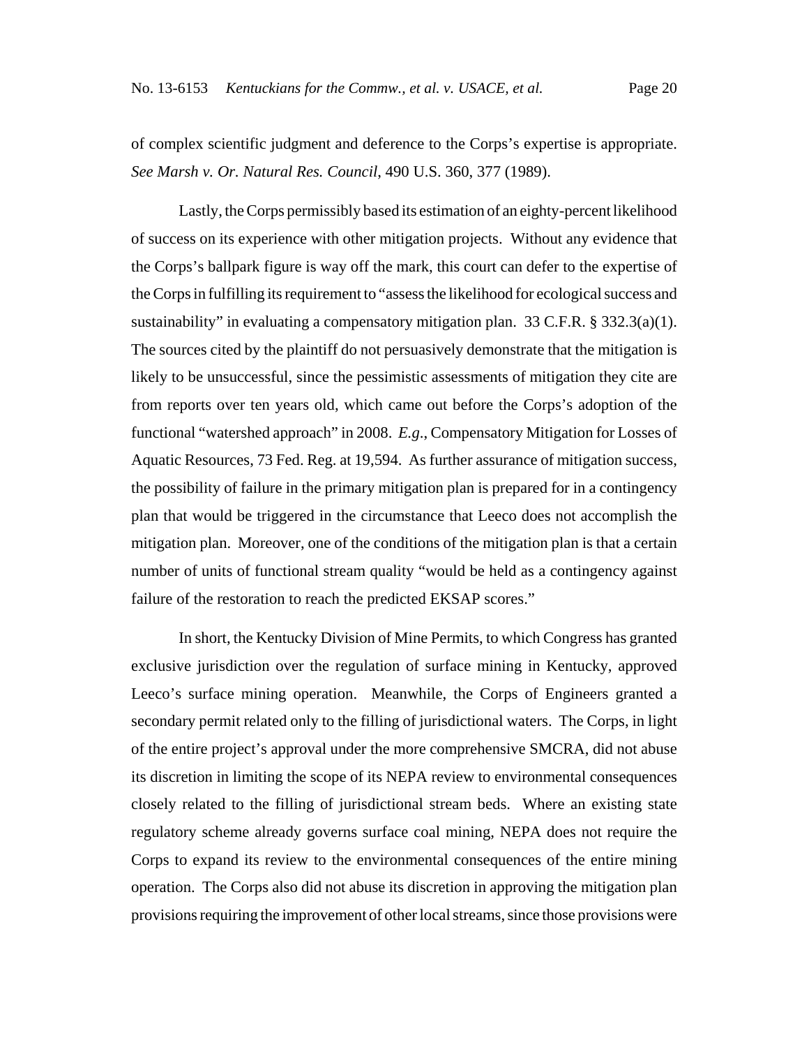of complex scientific judgment and deference to the Corps's expertise is appropriate. *See Marsh v. Or. Natural Res. Council*, 490 U.S. 360, 377 (1989).

Lastly, the Corps permissibly based its estimation of an eighty-percent likelihood of success on its experience with other mitigation projects. Without any evidence that the Corps's ballpark figure is way off the mark, this court can defer to the expertise of the Corps in fulfilling its requirement to "assess the likelihood for ecological success and sustainability" in evaluating a compensatory mitigation plan. 33 C.F.R. § 332.3(a)(1). The sources cited by the plaintiff do not persuasively demonstrate that the mitigation is likely to be unsuccessful, since the pessimistic assessments of mitigation they cite are from reports over ten years old, which came out before the Corps's adoption of the functional "watershed approach" in 2008. *E.g*., Compensatory Mitigation for Losses of Aquatic Resources, 73 Fed. Reg. at 19,594. As further assurance of mitigation success, the possibility of failure in the primary mitigation plan is prepared for in a contingency plan that would be triggered in the circumstance that Leeco does not accomplish the mitigation plan. Moreover, one of the conditions of the mitigation plan is that a certain number of units of functional stream quality "would be held as a contingency against failure of the restoration to reach the predicted EKSAP scores."

In short, the Kentucky Division of Mine Permits, to which Congress has granted exclusive jurisdiction over the regulation of surface mining in Kentucky, approved Leeco's surface mining operation. Meanwhile, the Corps of Engineers granted a secondary permit related only to the filling of jurisdictional waters. The Corps, in light of the entire project's approval under the more comprehensive SMCRA, did not abuse its discretion in limiting the scope of its NEPA review to environmental consequences closely related to the filling of jurisdictional stream beds. Where an existing state regulatory scheme already governs surface coal mining, NEPA does not require the Corps to expand its review to the environmental consequences of the entire mining operation. The Corps also did not abuse its discretion in approving the mitigation plan provisions requiring the improvement of other local streams, since those provisions were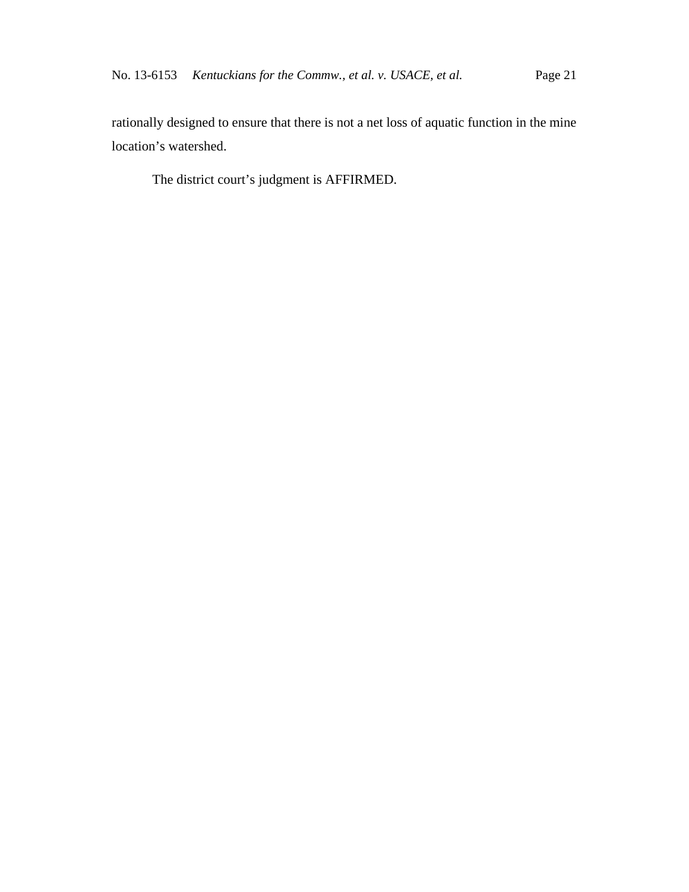rationally designed to ensure that there is not a net loss of aquatic function in the mine location's watershed.

The district court's judgment is AFFIRMED.